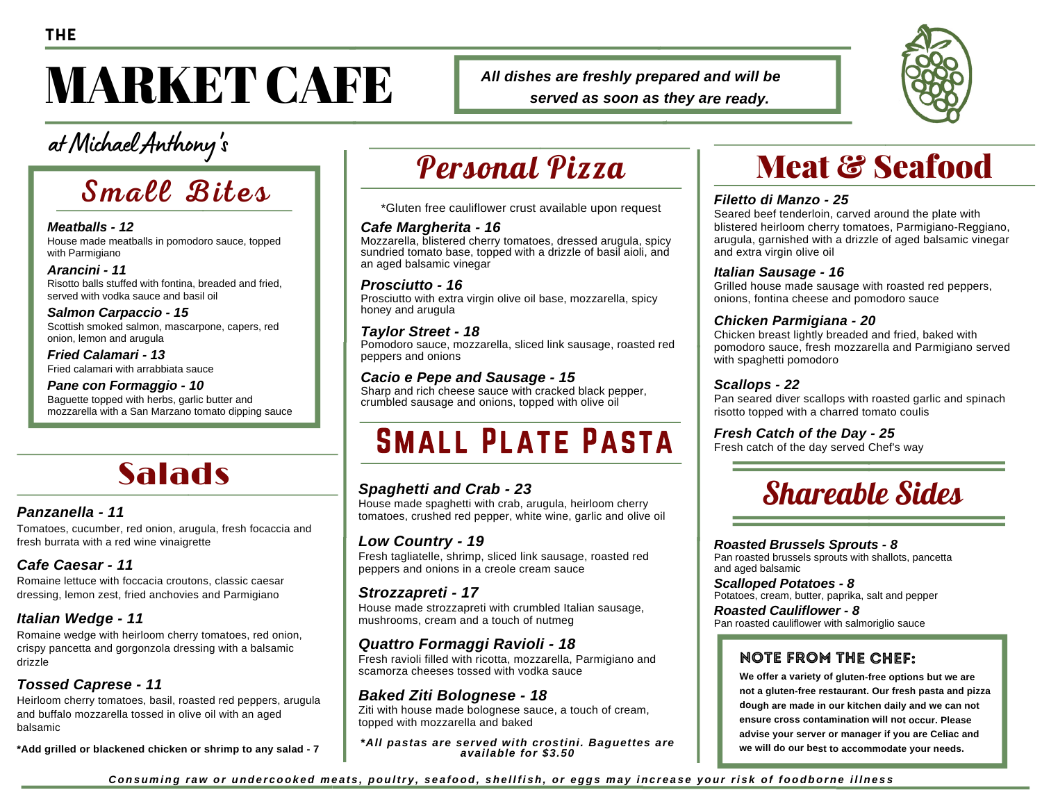# THE MARKET CAFE

*at Michael Anthony's*

***All dishes are freshly prepared and will be served as soon as they are ready.***

## Small Bites

***Meatballs - 12***
House made meatballs in pomodoro sauce, topped with Parmigiano

***Arancini - 11***
Risotto balls stuffed with fontina, breaded and fried, served with vodka sauce and basil oil

***Salmon Carpaccio - 15***
Scottish smoked salmon, mascarpone, capers, red onion, lemon and arugula

***Fried Calamari - 13***
Fried calamari with arrabbiata sauce

***Pane con Formaggio - 10***
Baguette topped with herbs, garlic butter and mozzarella with a San Marzano tomato dipping sauce

## Salads

***Panzanella - 11***
Tomatoes, cucumber, red onion, arugula, fresh focaccia and fresh burrata with a red wine vinaigrette

***Cafe Caesar - 11***
Romaine lettuce with foccacia croutons, classic caesar dressing, lemon zest, fried anchovies and Parmigiano

***Italian Wedge - 11***
Romaine wedge with heirloom cherry tomatoes, red onion, crispy pancetta and gorgonzola dressing with a balsamic drizzle

***Tossed Caprese - 11***
Heirloom cherry tomatoes, basil, roasted red peppers, arugula and buffalo mozzarella tossed in olive oil with an aged balsamic

**\*Add grilled or blackened chicken or shrimp to any salad - 7**

## Personal Pizza

*Gluten free cauliflower crust available upon request

***Cafe Margherita - 16***
Mozzarella, blistered cherry tomatoes, dressed arugula, spicy sundried tomato base, topped with a drizzle of basil aioli, and an aged balsamic vinegar

***Prosciutto - 16***
Prosciutto with extra virgin olive oil base, mozzarella, spicy honey and arugula

***Taylor Street - 18***
Pomodoro sauce, mozzarella, sliced link sausage, roasted red peppers and onions

***Cacio e Pepe and Sausage - 15***
Sharp and rich cheese sauce with cracked black pepper, crumbled sausage and onions, topped with olive oil

## Small Plate Pasta

***Spaghetti and Crab - 23***
House made spaghetti with crab, arugula, heirloom cherry tomatoes, crushed red pepper, white wine, garlic and olive oil

***Low Country - 19***
Fresh tagliatelle, shrimp, sliced link sausage, roasted red peppers and onions in a creole cream sauce

***Strozzapreti - 17***
House made strozzapreti with crumbled Italian sausage, mushrooms, cream and a touch of nutmeg

***Quattro Formaggi Ravioli - 18***
Fresh ravioli filled with ricotta, mozzarella, Parmigiano and scamorza cheeses tossed with vodka sauce

***Baked Ziti Bolognese - 18***
Ziti with house made bolognese sauce, a touch of cream, topped with mozzarella and baked

***\*All pastas are served with crostini. Baguettes are available for $3.50***

## Meat & Seafood

***Filetto di Manzo - 25***
Seared beef tenderloin, carved around the plate with blistered heirloom cherry tomatoes, Parmigiano-Reggiano, arugula, garnished with a drizzle of aged balsamic vinegar and extra virgin olive oil

***Italian Sausage - 16***
Grilled house made sausage with roasted red peppers, onions, fontina cheese and pomodoro sauce

***Chicken Parmigiana - 20***
Chicken breast lightly breaded and fried, baked with pomodoro sauce, fresh mozzarella and Parmigiano served with spaghetti pomodoro

***Scallops - 22***
Pan seared diver scallops with roasted garlic and spinach risotto topped with a charred tomato coulis

***Fresh Catch of the Day - 25***
Fresh catch of the day served Chef's way

## Shareable Sides

***Roasted Brussels Sprouts - 8***
Pan roasted brussels sprouts with shallots, pancetta and aged balsamic

***Scalloped Potatoes - 8***
Potatoes, cream, butter, paprika, salt and pepper

***Roasted Cauliflower - 8***
Pan roasted cauliflower with salmoriglio sauce

### NOTE FROM THE CHEF:

**We offer a variety of gluten-free options but we are not a gluten-free restaurant. Our fresh pasta and pizza dough are made in our kitchen daily and we can not ensure cross contamination will not occur. Please advise your server or manager if you are Celiac and we will do our best to accommodate your needs.**

***Consuming raw or undercooked meats, poultry, seafood, shellfish, or eggs may increase your risk of foodborne illness***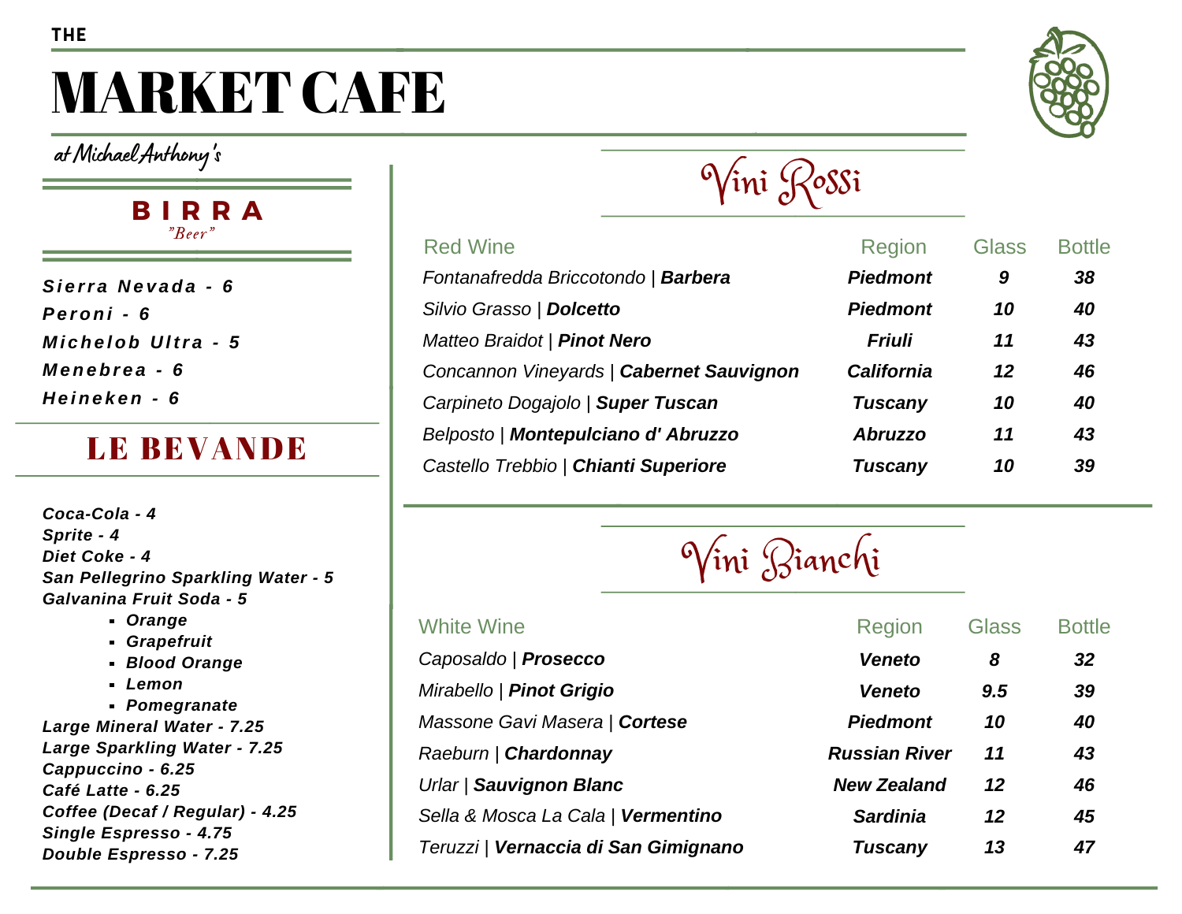THE

# MARKET CAFE

at Michael Anthony's

## BIRRA

*"Beer"*

***Sierra Nevada - 6***
***Peroni - 6***
***Michelob Ultra - 5***
***Menebrea - 6***
***Heineken - 6***

## LE BEVANDE

***Coca-Cola - 4***
***Sprite - 4***
***Diet Coke - 4***
***San Pellegrino Sparkling Water - 5***
***Galvanina Fruit Soda - 5***

- ***Orange***
- ***Grapefruit***
- ***Blood Orange***
- ***Lemon***
- ***Pomegranate***

***Large Mineral Water - 7.25***
***Large Sparkling Water - 7.25***
***Cappuccino - 6.25***
***Café Latte - 6.25***
***Coffee (Decaf / Regular) - 4.25***
***Single Espresso - 4.75***
***Double Espresso - 7.25***

## Vini Rossi

| Red Wine | Region | Glass | Bottle |
|---|---|---|---|
| *Fontanafredda Briccotondo* \| ***Barbera*** | ***Piedmont*** | ***9*** | ***38*** |
| *Silvio Grasso* \| ***Dolcetto*** | ***Piedmont*** | ***10*** | ***40*** |
| *Matteo Braidot* \| ***Pinot Nero*** | ***Friuli*** | ***11*** | ***43*** |
| *Concannon Vineyards* \| ***Cabernet Sauvignon*** | ***California*** | ***12*** | ***46*** |
| *Carpineto Dogajolo* \| ***Super Tuscan*** | ***Tuscany*** | ***10*** | ***40*** |
| *Belposto* \| ***Montepulciano d' Abruzzo*** | ***Abruzzo*** | ***11*** | ***43*** |
| *Castello Trebbio* \| ***Chianti Superiore*** | ***Tuscany*** | ***10*** | ***39*** |

## Vini Bianchi

| White Wine | Region | Glass | Bottle |
|---|---|---|---|
| *Caposaldo* \| ***Prosecco*** | ***Veneto*** | ***8*** | ***32*** |
| *Mirabello* \| ***Pinot Grigio*** | ***Veneto*** | ***9.5*** | ***39*** |
| *Massone Gavi Masera* \| ***Cortese*** | ***Piedmont*** | ***10*** | ***40*** |
| *Raeburn* \| ***Chardonnay*** | ***Russian River*** | ***11*** | ***43*** |
| *Urlar* \| ***Sauvignon Blanc*** | ***New Zealand*** | ***12*** | ***46*** |
| *Sella & Mosca La Cala* \| ***Vermentino*** | ***Sardinia*** | ***12*** | ***45*** |
| *Teruzzi* \| ***Vernaccia di San Gimignano*** | ***Tuscany*** | ***13*** | ***47*** |